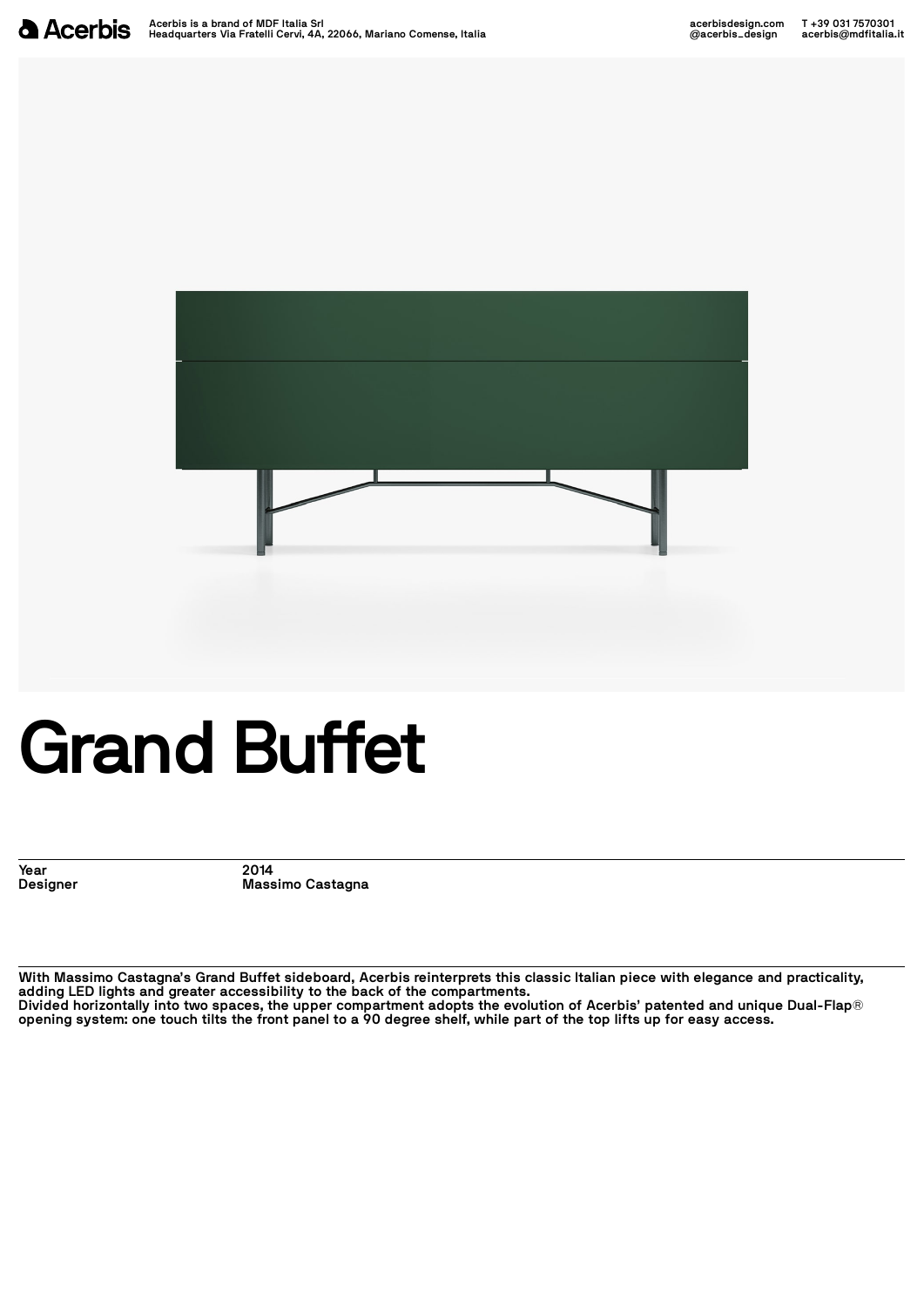# Grand Buffet

| Year | 2014 |
| --- | --- |
| Designer | Massimo Castagna |

With Massimo Castagna's Grand Buffet sideboard, Acerbis reinterprets this classic Italian piece with elegance and practicality, adding LED lights and greater accessibility to the back of the compartments.
Divided horizontally into two spaces, the upper compartment adopts the evolution of Acerbis' patented and unique Dual-Flap® opening system: one touch tilts the front panel to a 90 degree shelf, while part of the top lifts up for easy access.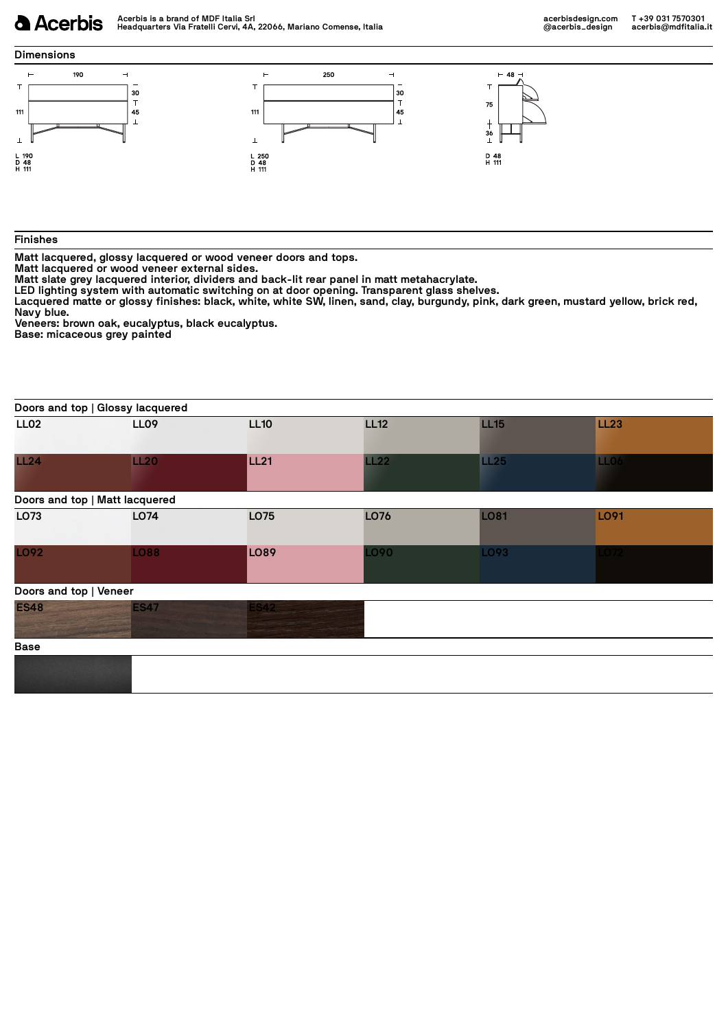## Dimensions

L 190
D 48
H 111

L 250
D 48
H 111

D 48
H 111

## Finishes

Matt lacquered, glossy lacquered or wood veneer doors and tops.
Matt lacquered or wood veneer external sides.
Matt slate grey lacquered interior, dividers and back-lit rear panel in matt metahacrylate.
LED lighting system with automatic switching on at door opening. Transparent glass shelves.
Lacquered matte or glossy finishes: black, white, white SW, linen, sand, clay, burgundy, pink, dark green, mustard yellow, brick red, Navy blue.
Veneers: brown oak, eucalyptus, black eucalyptus.
Base: micaceous grey painted

### Doors and top | Glossy lacquered

LL02, LL09, LL10, LL12, LL15, LL23, LL24, LL20, LL21, LL22, LL25, LL06

### Doors and top | Matt lacquered

LO73, LO74, LO75, LO76, LO81, LO91, LO92, LO88, LO89, LO90, LO93, LO72

### Doors and top | Veneer

ES48, ES47, ES42

### Base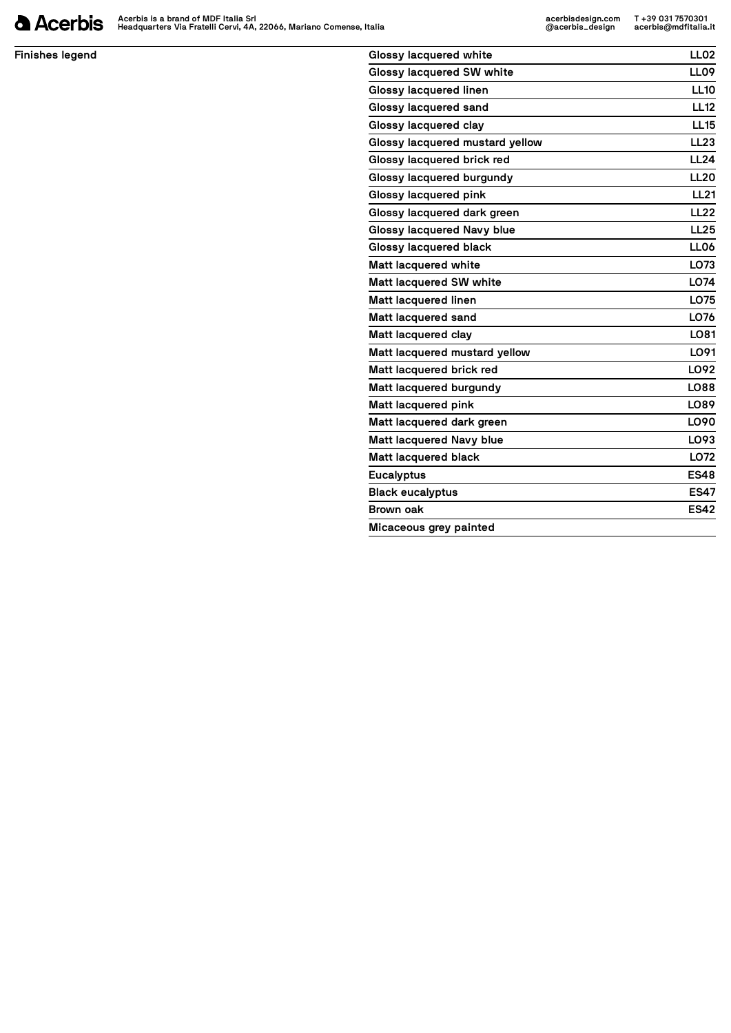## Finishes legend

| | |
|---|---|
| Glossy lacquered white | LL02 |
| Glossy lacquered SW white | LL09 |
| Glossy lacquered linen | LL10 |
| Glossy lacquered sand | LL12 |
| Glossy lacquered clay | LL15 |
| Glossy lacquered mustard yellow | LL23 |
| Glossy lacquered brick red | LL24 |
| Glossy lacquered burgundy | LL20 |
| Glossy lacquered pink | LL21 |
| Glossy lacquered dark green | LL22 |
| Glossy lacquered Navy blue | LL25 |
| Glossy lacquered black | LL06 |
| Matt lacquered white | LO73 |
| Matt lacquered SW white | LO74 |
| Matt lacquered linen | LO75 |
| Matt lacquered sand | LO76 |
| Matt lacquered clay | LO81 |
| Matt lacquered mustard yellow | LO91 |
| Matt lacquered brick red | LO92 |
| Matt lacquered burgundy | LO88 |
| Matt lacquered pink | LO89 |
| Matt lacquered dark green | LO90 |
| Matt lacquered Navy blue | LO93 |
| Matt lacquered black | LO72 |
| Eucalyptus | ES48 |
| Black eucalyptus | ES47 |
| Brown oak | ES42 |
| Micaceous grey painted | |